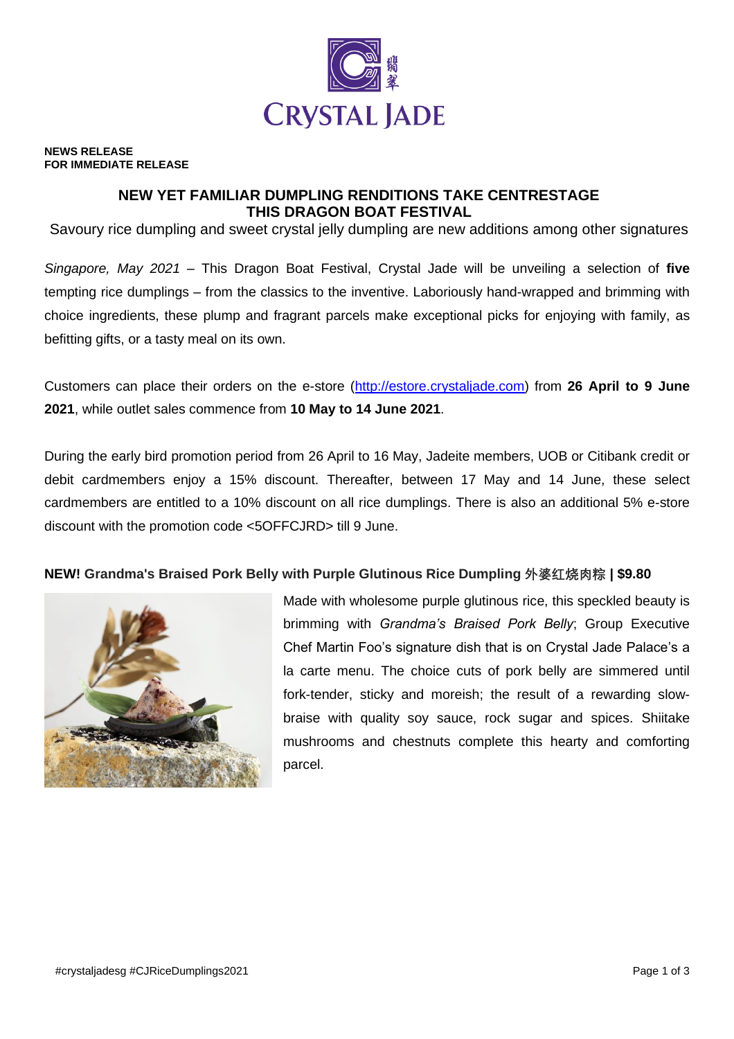**NEWS RELEASE**
**FOR IMMEDIATE RELEASE**

# NEW YET FAMILIAR DUMPLING RENDITIONS TAKE CENTRESTAGE THIS DRAGON BOAT FESTIVAL

Savoury rice dumpling and sweet crystal jelly dumpling are new additions among other signatures

*Singapore, May 2021* – This Dragon Boat Festival, Crystal Jade will be unveiling a selection of **five** tempting rice dumplings – from the classics to the inventive. Laboriously hand-wrapped and brimming with choice ingredients, these plump and fragrant parcels make exceptional picks for enjoying with family, as befitting gifts, or a tasty meal on its own.

Customers can place their orders on the e-store (http://estore.crystaljade.com) from **26 April to 9 June 2021**, while outlet sales commence from **10 May to 14 June 2021**.

During the early bird promotion period from 26 April to 16 May, Jadeite members, UOB or Citibank credit or debit cardmembers enjoy a 15% discount. Thereafter, between 17 May and 14 June, these select cardmembers are entitled to a 10% discount on all rice dumplings. There is also an additional 5% e-store discount with the promotion code <5OFFCJRD> till 9 June.

**NEW! Grandma's Braised Pork Belly with Purple Glutinous Rice Dumpling 外婆红烧肉粽 | $9.80**

Made with wholesome purple glutinous rice, this speckled beauty is brimming with *Grandma's Braised Pork Belly*; Group Executive Chef Martin Foo's signature dish that is on Crystal Jade Palace's a la carte menu. The choice cuts of pork belly are simmered until fork-tender, sticky and moreish; the result of a rewarding slow-braise with quality soy sauce, rock sugar and spices. Shiitake mushrooms and chestnuts complete this hearty and comforting parcel.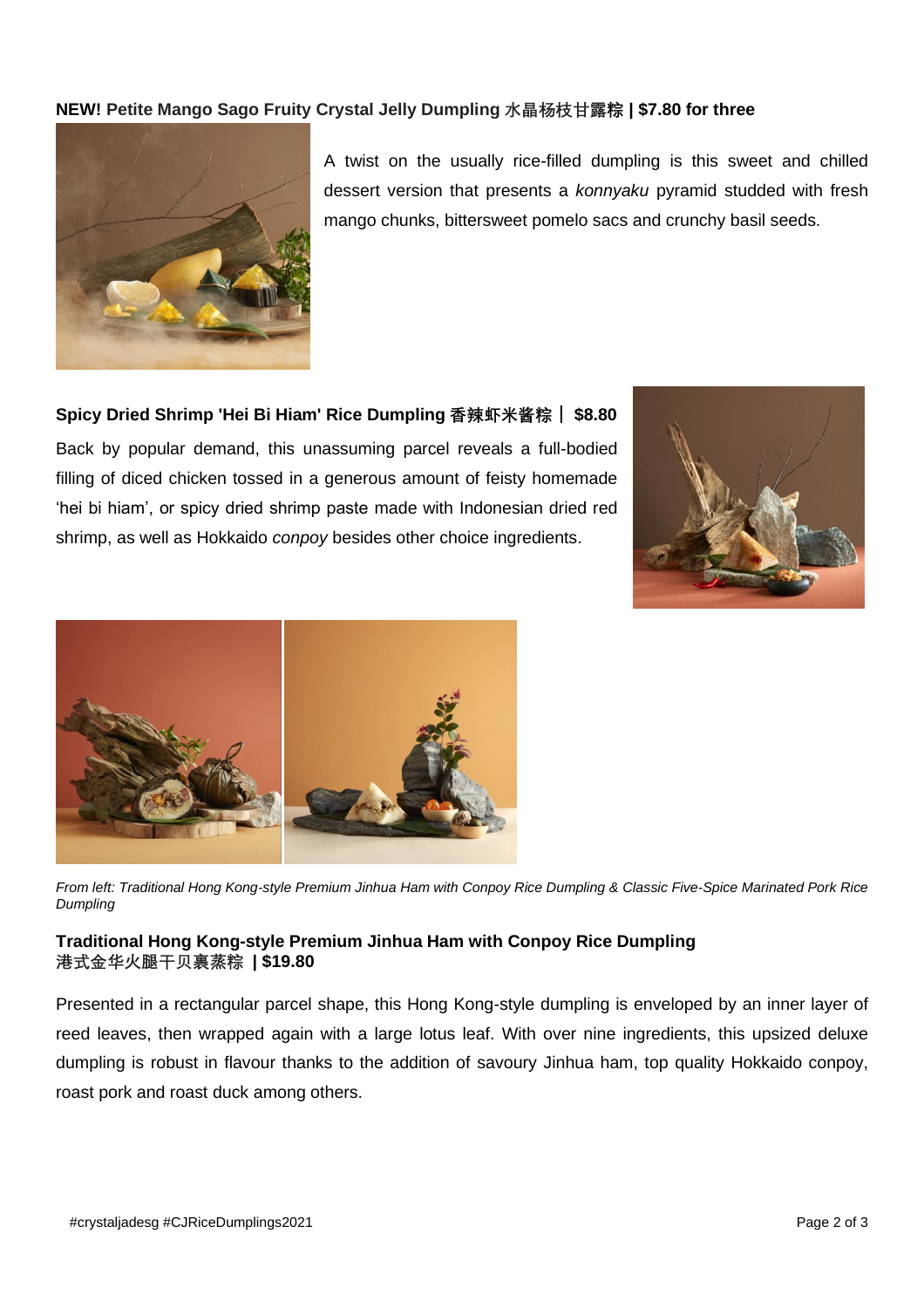**NEW! Petite Mango Sago Fruity Crystal Jelly Dumpling 水晶杨枝甘露粽 | $7.80 for three**

A twist on the usually rice-filled dumpling is this sweet and chilled dessert version that presents a *konnyaku* pyramid studded with fresh mango chunks, bittersweet pomelo sacs and crunchy basil seeds.

**Spicy Dried Shrimp 'Hei Bi Hiam' Rice Dumpling 香辣虾米酱粽 | $8.80**

Back by popular demand, this unassuming parcel reveals a full-bodied filling of diced chicken tossed in a generous amount of feisty homemade 'hei bi hiam', or spicy dried shrimp paste made with Indonesian dried red shrimp, as well as Hokkaido *conpoy* besides other choice ingredients.

*From left: Traditional Hong Kong-style Premium Jinhua Ham with Conpoy Rice Dumpling & Classic Five-Spice Marinated Pork Rice Dumpling*

**Traditional Hong Kong-style Premium Jinhua Ham with Conpoy Rice Dumpling**
**港式金华火腿干贝裹蒸粽 | $19.80**

Presented in a rectangular parcel shape, this Hong Kong-style dumpling is enveloped by an inner layer of reed leaves, then wrapped again with a large lotus leaf. With over nine ingredients, this upsized deluxe dumpling is robust in flavour thanks to the addition of savoury Jinhua ham, top quality Hokkaido conpoy, roast pork and roast duck among others.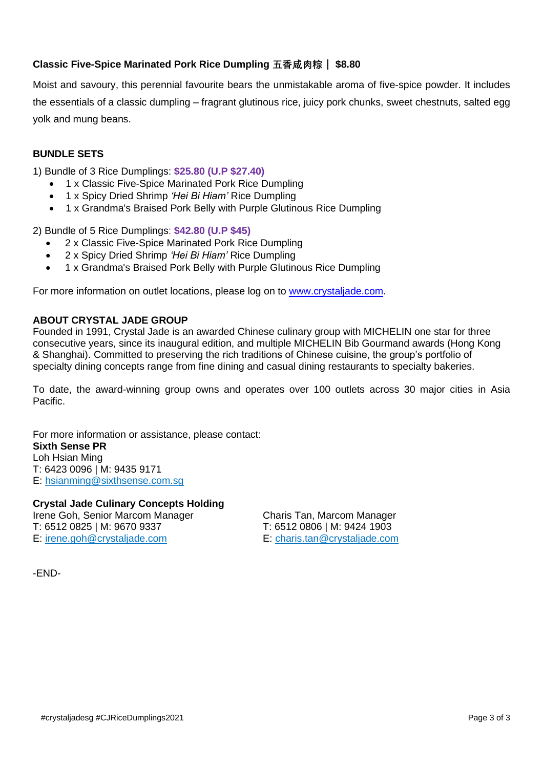**Classic Five-Spice Marinated Pork Rice Dumpling 五香咸肉粽｜ $8.80**

Moist and savoury, this perennial favourite bears the unmistakable aroma of five-spice powder. It includes the essentials of a classic dumpling – fragrant glutinous rice, juicy pork chunks, sweet chestnuts, salted egg yolk and mung beans.

**BUNDLE SETS**

1) Bundle of 3 Rice Dumplings: **$25.80 (U.P $27.40)**
   - 1 x Classic Five-Spice Marinated Pork Rice Dumpling
   - 1 x Spicy Dried Shrimp *'Hei Bi Hiam'* Rice Dumpling
   - 1 x Grandma's Braised Pork Belly with Purple Glutinous Rice Dumpling

2) Bundle of 5 Rice Dumplings: **$42.80 (U.P $45)**
   - 2 x Classic Five-Spice Marinated Pork Rice Dumpling
   - 2 x Spicy Dried Shrimp *'Hei Bi Hiam'* Rice Dumpling
   - 1 x Grandma's Braised Pork Belly with Purple Glutinous Rice Dumpling

For more information on outlet locations, please log on to www.crystaljade.com.

**ABOUT CRYSTAL JADE GROUP**

Founded in 1991, Crystal Jade is an awarded Chinese culinary group with MICHELIN one star for three consecutive years, since its inaugural edition, and multiple MICHELIN Bib Gourmand awards (Hong Kong & Shanghai). Committed to preserving the rich traditions of Chinese cuisine, the group's portfolio of specialty dining concepts range from fine dining and casual dining restaurants to specialty bakeries.

To date, the award-winning group owns and operates over 100 outlets across 30 major cities in Asia Pacific.

For more information or assistance, please contact:

**Sixth Sense PR**
Loh Hsian Ming
T: 6423 0096 | M: 9435 9171
E: hsianming@sixthsense.com.sg

**Crystal Jade Culinary Concepts Holding**

Irene Goh, Senior Marcom Manager
T: 6512 0825 | M: 9670 9337
E: irene.goh@crystaljade.com

Charis Tan, Marcom Manager
T: 6512 0806 | M: 9424 1903
E: charis.tan@crystaljade.com

-END-

#crystaljadesg #CJRiceDumplings2021